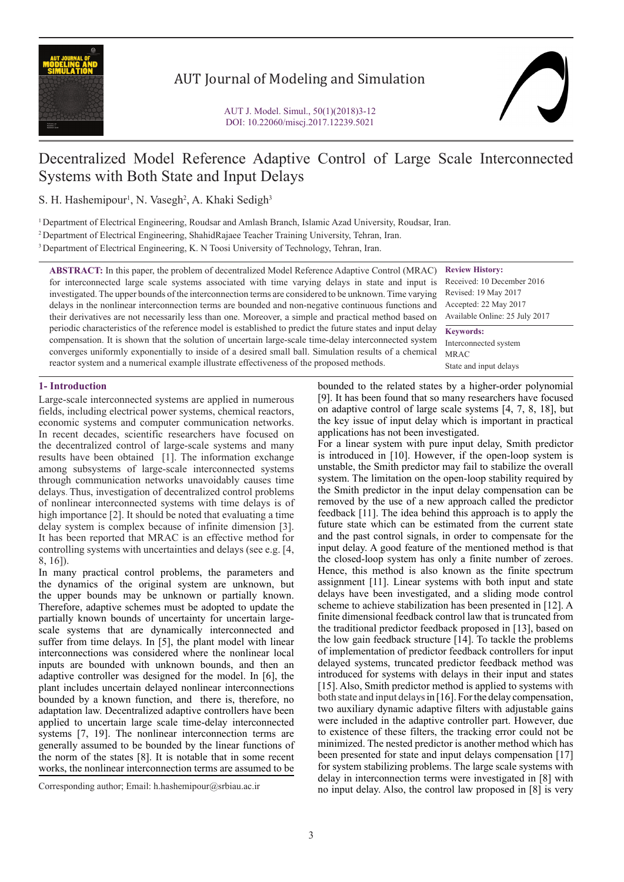# Decentralized Model Reference Adaptive Control of Large Scale Interconnected Systems with Both State and Input Delays

S. H. Hashemipour[1], N. Vasegh[2], A. Khaki Sedigh[3]

[1] Department of Electrical Engineering, Roudsar and Amlash Branch, Islamic Azad University, Roudsar, Iran.

[2] Department of Electrical Engineering, ShahidRajaee Teacher Training University, Tehran, Iran.

[3] Department of Electrical Engineering, K. N Toosi University of Technology, Tehran, Iran.

**ABSTRACT:** In this paper, the problem of decentralized Model Reference Adaptive Control (MRAC) for interconnected large scale systems associated with time varying delays in state and input is investigated. The upper bounds of the interconnection terms are considered to be unknown. Time varying delays in the nonlinear interconnection terms are bounded and non-negative continuous functions and their derivatives are not necessarily less than one. Moreover, a simple and practical method based on periodic characteristics of the reference model is established to predict the future states and input delay compensation. It is shown that the solution of uncertain large-scale time-delay interconnected system converges uniformly exponentially to inside of a desired small ball. Simulation results of a chemical reactor system and a numerical example illustrate effectiveness of the proposed methods.

**Review History:**

Received: 10 December 2016
Revised: 19 May 2017
Accepted: 22 May 2017
Available Online: 25 July 2017

**Keywords:**

Interconnected system
MRAC
State and input delays

## 1- Introduction

Large-scale interconnected systems are applied in numerous fields, including electrical power systems, chemical reactors, economic systems and computer communication networks. In recent decades, scientific researchers have focused on the decentralized control of large-scale systems and many results have been obtained [1]. The information exchange among subsystems of large-scale interconnected systems through communication networks unavoidably causes time delays. Thus, investigation of decentralized control problems of nonlinear interconnected systems with time delays is of high importance [2]. It should be noted that evaluating a time delay system is complex because of infinite dimension [3]. It has been reported that MRAC is an effective method for controlling systems with uncertainties and delays (see e.g. [4, 8, 16]).

In many practical control problems, the parameters and the dynamics of the original system are unknown, but the upper bounds may be unknown or partially known. Therefore, adaptive schemes must be adopted to update the partially known bounds of uncertainty for uncertain large-scale systems that are dynamically interconnected and suffer from time delays. In [5], the plant model with linear interconnections was considered where the nonlinear local inputs are bounded with unknown bounds, and then an adaptive controller was designed for the model. In [6], the plant includes uncertain delayed nonlinear interconnections bounded by a known function, and there is, therefore, no adaptation law. Decentralized adaptive controllers have been applied to uncertain large scale time-delay interconnected systems [7, 19]. The nonlinear interconnection terms are generally assumed to be bounded by the linear functions of the norm of the states [8]. It is notable that in some recent works, the nonlinear interconnection terms are assumed to be bounded to the related states by a higher-order polynomial [9]. It has been found that so many researchers have focused on adaptive control of large scale systems [4, 7, 8, 18], but the key issue of input delay which is important in practical applications has not been investigated.

For a linear system with pure input delay, Smith predictor is introduced in [10]. However, if the open-loop system is unstable, the Smith predictor may fail to stabilize the overall system. The limitation on the open-loop stability required by the Smith predictor in the input delay compensation can be removed by the use of a new approach called the predictor feedback [11]. The idea behind this approach is to apply the future state which can be estimated from the current state and the past control signals, in order to compensate for the input delay. A good feature of the mentioned method is that the closed-loop system has only a finite number of zeroes. Hence, this method is also known as the finite spectrum assignment [11]. Linear systems with both input and state delays have been investigated, and a sliding mode control scheme to achieve stabilization has been presented in [12]. A finite dimensional feedback control law that is truncated from the traditional predictor feedback proposed in [13], based on the low gain feedback structure [14]. To tackle the problems of implementation of predictor feedback controllers for input delayed systems, truncated predictor feedback method was introduced for systems with delays in their input and states [15]. Also, Smith predictor method is applied to systems with both state and input delays in [16]. For the delay compensation, two auxiliary dynamic adaptive filters with adjustable gains were included in the adaptive controller part. However, due to existence of these filters, the tracking error could not be minimized. The nested predictor is another method which has been presented for state and input delays compensation [17] for system stabilizing problems. The large scale systems with delay in interconnection terms were investigated in [8] with no input delay. Also, the control law proposed in [8] is very

Corresponding author; Email: h.hashemipour@srbiau.ac.ir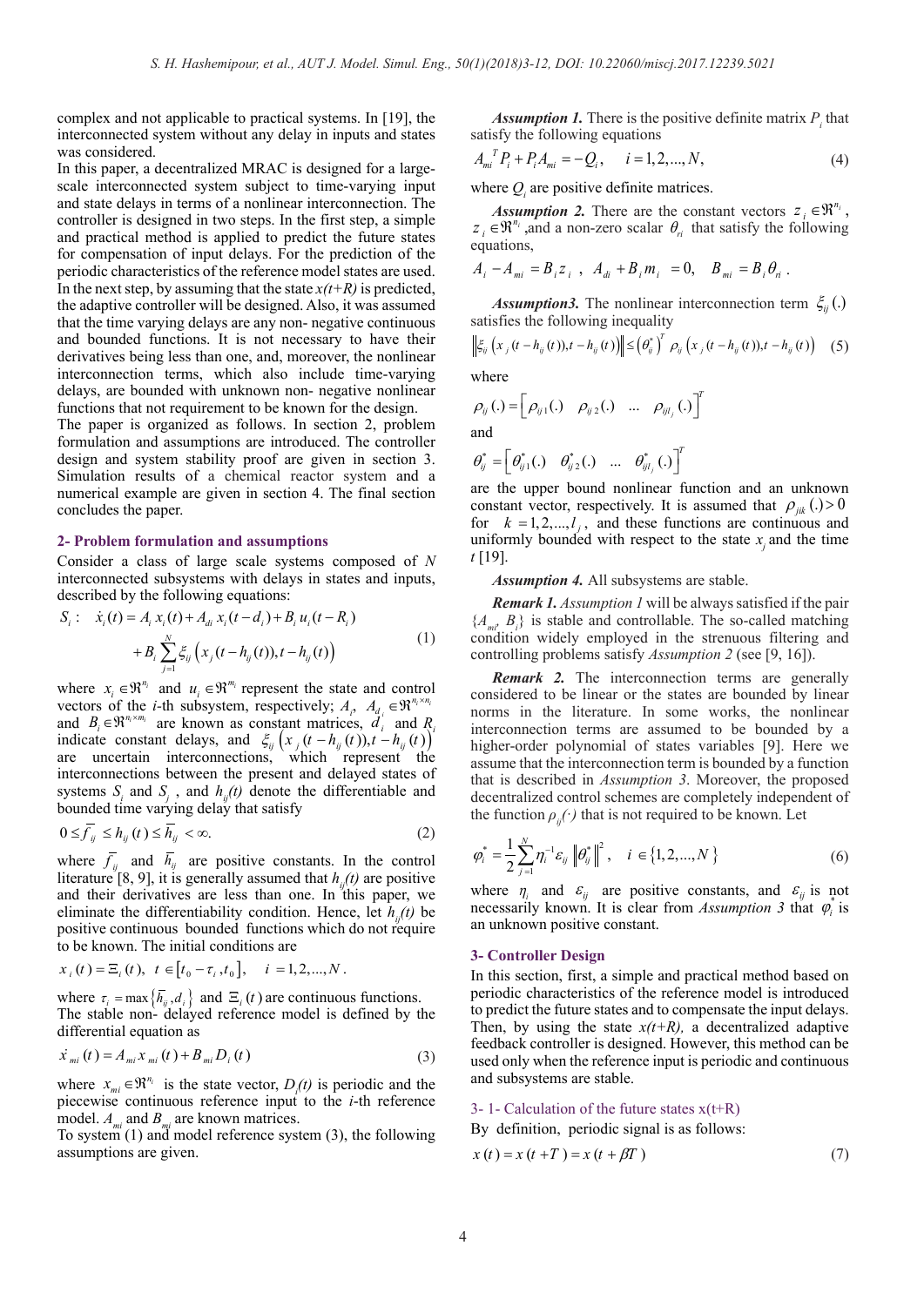complex and not applicable to practical systems. In [19], the interconnected system without any delay in inputs and states was considered.

In this paper, a decentralized MRAC is designed for a large-scale interconnected system subject to time-varying input and state delays in terms of a nonlinear interconnection. The controller is designed in two steps. In the first step, a simple and practical method is applied to predict the future states for compensation of input delays. For the prediction of the periodic characteristics of the reference model states are used. In the next step, by assuming that the state *x(t+R)* is predicted, the adaptive controller will be designed. Also, it was assumed that the time varying delays are any non- negative continuous and bounded functions. It is not necessary to have their derivatives being less than one, and, moreover, the nonlinear interconnection terms, which also include time-varying delays, are bounded with unknown non- negative nonlinear functions that not requirement to be known for the design.

The paper is organized as follows. In section 2, problem formulation and assumptions are introduced. The controller design and system stability proof are given in section 3. Simulation results of a chemical reactor system and a numerical example are given in section 4. The final section concludes the paper.

## 2- Problem formulation and assumptions

Consider a class of large scale systems composed of $N$ interconnected subsystems with delays in states and inputs, described by the following equations:

$$S_i: \quad \dot{x}_i(t) = A_i\, x_i(t) + A_{di}\, x_i(t-d_i) + B_i\, u_i(t-R_i) + B_i \sum_{j=1}^{N} \xi_{ij}\left(x_j(t-h_{ij}(t)), t-h_{ij}(t)\right) \tag{1}$$

where $x_i \in \Re^{n_i}$ and $u_i \in \Re^{m_i}$ represent the state and control vectors of the *i*-th subsystem, respectively; $A_i$, $A_{d_i} \in \Re^{n_i \times n_i}$ and $B_i \in \Re^{n_i \times m_i}$ are known as constant matrices, $d_i$ and $R_i$ indicate constant delays, and $\xi_{ij}\left(x_j(t-h_{ij}(t)), t-h_{ij}(t)\right)$ are uncertain interconnections, which represent the interconnections between the present and delayed states of systems $S_i$ and $S_j$, and $h_{ij}(t)$ denote the differentiable and bounded time varying delay that satisfy

$$0 \le \overline{f_{ij}} \le h_{ij}(t) \le \overline{h}_{ij} < \infty. \tag{2}$$

where $\overline{f_{ij}}$ and $\overline{h}_{ij}$ are positive constants. In the control literature [8, 9], it is generally assumed that $h_{ij}(t)$ are positive and their derivatives are less than one. In this paper, we eliminate the differentiability condition. Hence, let $h_{ij}(t)$ be positive continuous bounded functions which do not require to be known. The initial conditions are

$$x_i(t) = \Xi_i(t), \ t \in [t_0 - \tau_i, t_0], \quad i = 1, 2, ..., N.$$

where $\tau_i = \max\{\overline{h}_{ij}, d_i\}$ and $\Xi_i(t)$ are continuous functions.

The stable non- delayed reference model is defined by the differential equation as

$$\dot{x}_{mi}(t) = A_{mi}\, x_{mi}(t) + B_{mi} D_i(t) \tag{3}$$

where $x_{mi} \in \Re^{n_i}$ is the state vector, $D_i(t)$ is periodic and the piecewise continuous reference input to the *i*-th reference model. $A_{mi}$ and $B_{mi}$ are known matrices.

To system (1) and model reference system (3), the following assumptions are given.

***Assumption 1.*** There is the positive definite matrix $P_i$ that satisfy the following equations

$$A_{mi}^{\ T} P_i + P_i A_{mi} = -Q_i, \quad i = 1, 2, ..., N, \tag{4}$$

where $Q_i$ are positive definite matrices.

***Assumption 2.*** There are the constant vectors $z_i \in \Re^{n_i}$, $z_i \in \Re^{n_i}$ ,and a non-zero scalar $\theta_{ri}$ that satisfy the following equations,

$$A_i - A_{mi} = B_i z_i \ , \ \ A_{di} + B_i m_i \ = 0, \quad B_{mi} = B_i \theta_{ri} \ .$$

***Assumption3.*** The nonlinear interconnection term $\xi_{ij}(.)$ satisfies the following inequality

$$\left\|\xi_{ij}\left(x_j(t-h_{ij}(t)), t-h_{ij}(t)\right)\right\| \le \left(\theta_{ij}^*\right)^T \rho_{ij}\left(x_j(t-h_{ij}(t)), t-h_{ij}(t)\right) \tag{5}$$

where

$$\rho_{ij}(.) = \begin{bmatrix} \rho_{ij1}(.) & \rho_{ij2}(.) & \dots & \rho_{ijl_j}(.) \end{bmatrix}^T$$

and

$$\theta_{ij}^* = \begin{bmatrix} \theta_{ij1}^*(.) & \theta_{ij2}^*(.) & \dots & \theta_{ijl_j}^*(.) \end{bmatrix}^T$$

are the upper bound nonlinear function and an unknown constant vector, respectively. It is assumed that $\rho_{jik}(.) > 0$ for $k = 1, 2, ..., l_j$, and these functions are continuous and uniformly bounded with respect to the state $x_j$ and the time $t$ [19].

***Assumption 4.*** All subsystems are stable.

***Remark 1.*** *Assumption 1* will be always satisfied if the pair $\{A_{mi}, B_i\}$ is stable and controllable. The so-called matching condition widely employed in the strenuous filtering and controlling problems satisfy *Assumption 2* (see [9, 16]).

***Remark 2.*** The interconnection terms are generally considered to be linear or the states are bounded by linear norms in the literature. In some works, the nonlinear interconnection terms are assumed to be bounded by a higher-order polynomial of states variables [9]. Here we assume that the interconnection term is bounded by a function that is described in *Assumption 3*. Moreover, the proposed decentralized control schemes are completely independent of the function $\rho_{ij}(\cdot)$ that is not required to be known. Let

$$\varphi_i^* = \frac{1}{2}\sum_{j=1}^{N} \eta_i^{-1} \varepsilon_{ij} \left\|\theta_{ij}^*\right\|^2, \quad i \in \{1, 2, ..., N\} \tag{6}$$

where $\eta_i$ and $\varepsilon_{ij}$ are positive constants, and $\varepsilon_{ij}$ is not necessarily known. It is clear from *Assumption 3* that $\varphi_i^*$ is an unknown positive constant.

## 3- Controller Design

In this section, first, a simple and practical method based on periodic characteristics of the reference model is introduced to predict the future states and to compensate the input delays. Then, by using the state *x(t+R),* a decentralized adaptive feedback controller is designed. However, this method can be used only when the reference input is periodic and continuous and subsystems are stable.

### 3- 1- Calculation of the future states x(t+R)

By definition, periodic signal is as follows:

$$x(t) = x(t+T) = x(t+\beta T) \tag{7}$$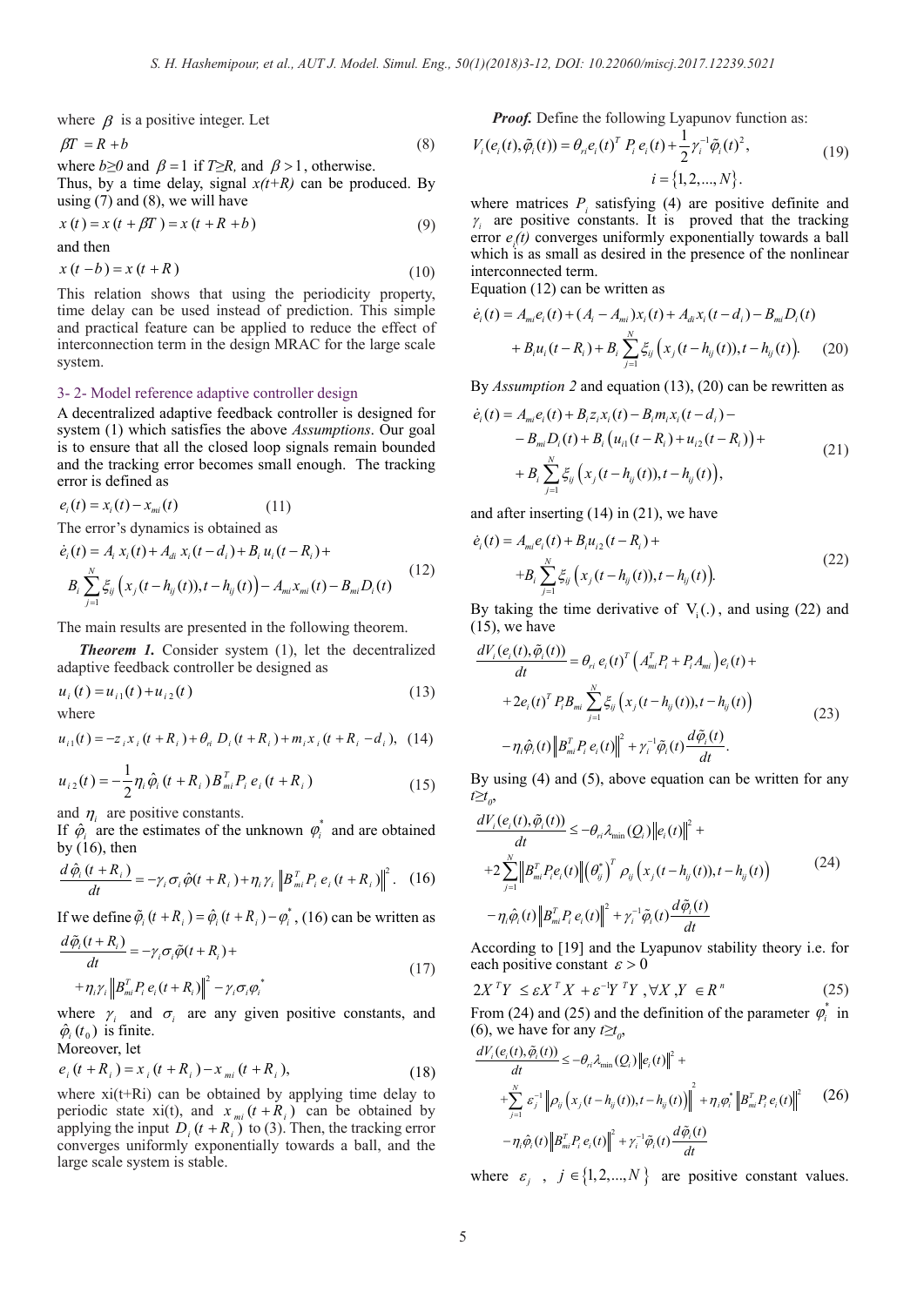where $\beta$ is a positive integer. Let

$$\beta T = R + b \tag{8}$$

where $b \geq 0$ and $\beta = 1$ if $T \geq R$, and $\beta > 1$, otherwise.

Thus, by a time delay, signal $x(t+R)$ can be produced. By using (7) and (8), we will have

$$x(t) = x(t + \beta T) = x(t + R + b) \tag{9}$$

and then

$$x(t - b) = x(t + R) \tag{10}$$

This relation shows that using the periodicity property, time delay can be used instead of prediction. This simple and practical feature can be applied to reduce the effect of interconnection term in the design MRAC for the large scale system.

### 3- 2- Model reference adaptive controller design

A decentralized adaptive feedback controller is designed for system (1) which satisfies the above *Assumptions*. Our goal is to ensure that all the closed loop signals remain bounded and the tracking error becomes small enough. The tracking error is defined as

$$e_i(t) = x_i(t) - x_{mi}(t) \tag{11}$$

The error's dynamics is obtained as

$$\dot{e}_i(t) = A_i\, x_i(t) + A_{di}\, x_i(t - d_i) + B_i\, u_i(t - R_i) + B_i \sum_{j=1}^{N} \xi_{ij}\left(x_j(t - h_{ij}(t)), t - h_{ij}(t)\right) - A_{mi} x_{mi}(t) - B_{mi} D_i(t) \tag{12}$$

The main results are presented in the following theorem.

***Theorem 1.*** Consider system (1), let the decentralized adaptive feedback controller be designed as

$$u_i(t) = u_{i1}(t) + u_{i2}(t) \tag{13}$$

where

$$u_{i1}(t) = -z_i\, x_i(t + R_i) + \theta_{ri}\, D_i(t + R_i) + m_i\, x_i(t + R_i - d_i), \tag{14}$$

$$u_{i2}(t) = -\frac{1}{2}\eta_i \hat{\varphi}_i(t + R_i) B_{mi}^T P_i\, e_i(t + R_i) \tag{15}$$

and $\eta_i$ are positive constants.

If $\hat{\varphi}_i$ are the estimates of the unknown $\varphi_i^*$ and are obtained by (16), then

$$\frac{d\,\hat{\varphi}_i(t + R_i)}{dt} = -\gamma_i \sigma_i \hat{\varphi}(t + R_i) + \eta_i \gamma_i \left\|B_{mi}^T P_i\, e_i(t + R_i)\right\|^2. \tag{16}$$

If we define $\tilde{\varphi}_i(t + R_i) = \hat{\varphi}_i(t + R_i) - \varphi_i^*$, (16) can be written as

$$\frac{d\tilde{\varphi}_i(t + R_i)}{dt} = -\gamma_i \sigma_i \tilde{\varphi}(t + R_i) + \eta_i \gamma_i \left\|B_{mi}^T P_i\, e_i(t + R_i)\right\|^2 - \gamma_i \sigma_i \varphi_i^* \tag{17}$$

where $\gamma_i$ and $\sigma_i$ are any given positive constants, and $\hat{\varphi}_i(t_0)$ is finite.

Moreover, let

$$e_i(t + R_i) = x_i(t + R_i) - x_{mi}(t + R_i), \tag{18}$$

where xi(t+Ri) can be obtained by applying time delay to periodic state xi(t), and $x_{mi}(t + R_i)$ can be obtained by applying the input $D_i(t + R_i)$ to (3). Then, the tracking error converges uniformly exponentially towards a ball, and the large scale system is stable.

***Proof.*** Define the following Lyapunov function as:

$$V_i(e_i(t), \tilde{\varphi}_i(t)) = \theta_{ri} e_i(t)^T\, P_i\, e_i(t) + \frac{1}{2}\gamma_i^{-1} \tilde{\varphi}_i(t)^2, \quad i = \{1, 2, ..., N\}. \tag{19}$$

where matrices $P_i$ satisfying (4) are positive definite and $\gamma_i$ are positive constants. It is proved that the tracking error $e_i(t)$ converges uniformly exponentially towards a ball which is as small as desired in the presence of the nonlinear interconnected term.

Equation (12) can be written as

$$\dot{e}_i(t) = A_{mi} e_i(t) + (A_i - A_{mi}) x_i(t) + A_{di} x_i(t - d_i) - B_{mi} D_i(t) + B_i u_i(t - R_i) + B_i \sum_{j=1}^{N} \xi_{ij}\left(x_j(t - h_{ij}(t)), t - h_{ij}(t)\right). \tag{20}$$

By *Assumption 2* and equation (13), (20) can be rewritten as

$$\begin{aligned}\dot{e}_i(t) = &A_{mi} e_i(t) + B_i z_i x_i(t) - B_i m_i x_i(t - d_i) - \\ &- B_{mi} D_i(t) + B_i\left(u_{i1}(t - R_i) + u_{i2}(t - R_i)\right) + \\ &+ B_i \sum_{j=1}^{N} \xi_{ij}\left(x_j(t - h_{ij}(t)), t - h_{ij}(t)\right),\end{aligned} \tag{21}$$

and after inserting (14) in (21), we have

$$\dot{e}_i(t) = A_{mi} e_i(t) + B_i u_{i2}(t - R_i) + B_i \sum_{j=1}^{N} \xi_{ij}\left(x_j(t - h_{ij}(t)), t - h_{ij}(t)\right). \tag{22}$$

By taking the time derivative of $V_i(.)$, and using (22) and (15), we have

$$\begin{aligned}\frac{dV_i(e_i(t), \tilde{\varphi}_i(t))}{dt} = &\theta_{ri}\, e_i(t)^T\left(A_{mi}^T P_i + P_i A_{mi}\right) e_i(t) + \\ &+ 2 e_i(t)^T P_i B_{mi} \sum_{j=1}^{N} \xi_{ij}\left(x_j(t - h_{ij}(t)), t - h_{ij}(t)\right) \\ &- \eta_i \hat{\varphi}_i(t) \left\|B_{mi}^T P_i\, e_i(t)\right\|^2 + \gamma_i^{-1} \tilde{\varphi}_i(t) \frac{d\tilde{\varphi}_i(t)}{dt}.\end{aligned} \tag{23}$$

By using (4) and (5), above equation can be written for any $t \geq t_0$,

$$\begin{aligned}\frac{dV_i(e_i(t), \tilde{\varphi}_i(t))}{dt} \leq &-\theta_{ri} \lambda_{\min}(Q_i) \left\|e_i(t)\right\|^2 + \\ &+ 2\sum_{j=1}^{N} \left\|B_{mi}^T P_i e_i(t)\right\| \left(\theta_{ij}^*\right)^T \rho_{ij}\left(x_j(t - h_{ij}(t)), t - h_{ij}(t)\right) \\ &- \eta_i \hat{\varphi}_i(t) \left\|B_{mi}^T P_i\, e_i(t)\right\|^2 + \gamma_i^{-1} \tilde{\varphi}_i(t) \frac{d\tilde{\varphi}_i(t)}{dt}\end{aligned} \tag{24}$$

According to [19] and the Lyapunov stability theory i.e. for each positive constant $\varepsilon > 0$

$$2X^T Y \leq \varepsilon X^T X + \varepsilon^{-1} Y^T Y, \forall X, Y \in R^n \tag{25}$$

From (24) and (25) and the definition of the parameter $\varphi_i^*$ in (6), we have for any $t \geq t_0$,

$$\begin{aligned}\frac{dV_i(e_i(t), \tilde{\varphi}_i(t))}{dt} \leq &-\theta_{ri} \lambda_{\min}(Q_i) \left\|e_i(t)\right\|^2 + \\ &+ \sum_{j=1}^{N} \varepsilon_j^{-1} \left\|\rho_{ij}\left(x_j(t - h_{ij}(t)), t - h_{ij}(t)\right)\right\|^2 + \eta_i \varphi_i^* \left\|B_{mi}^T P_i\, e_i(t)\right\|^2 \\ &- \eta_i \hat{\varphi}_i(t) \left\|B_{mi}^T P_i\, e_i(t)\right\|^2 + \gamma_i^{-1} \tilde{\varphi}_i(t) \frac{d\tilde{\varphi}_i(t)}{dt}\end{aligned} \tag{26}$$

where $\varepsilon_j$, $j \in \{1, 2, ..., N\}$ are positive constant values.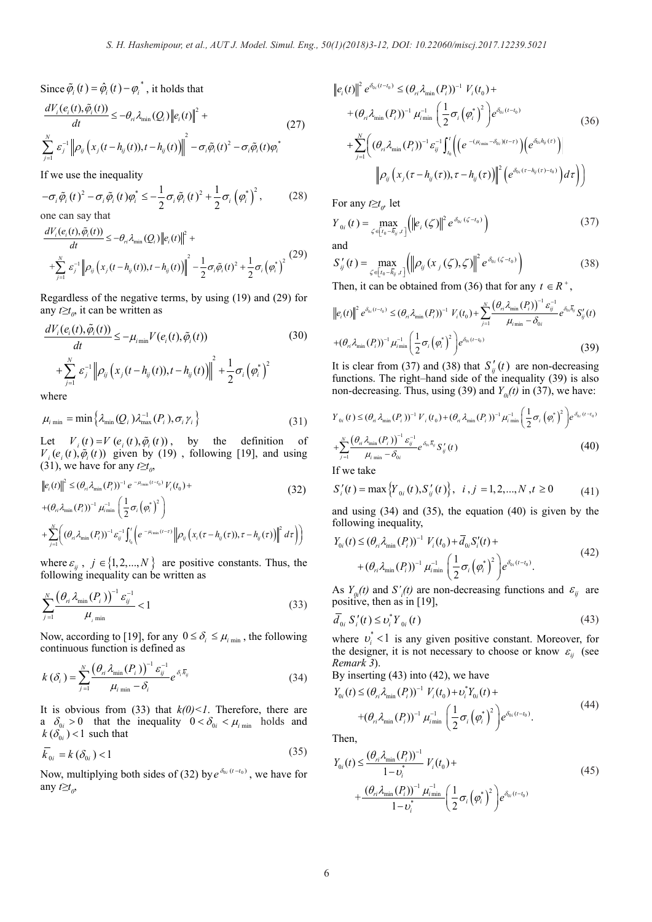Since $\tilde{\varphi}_i(t) = \hat{\varphi}_i(t) - \varphi_i^*$, it holds that

$$\frac{dV_i(e_i(t),\tilde{\varphi}_i(t))}{dt} \le -\theta_{ri}\lambda_{\min}(Q_i)\|e_i(t)\|^2 + \sum_{j=1}^{N}\varepsilon_j^{-1}\left\|\rho_{ij}\left(x_j(t-h_{ij}(t)),t-h_{ij}(t)\right)\right\|^2 - \sigma_i\tilde{\varphi}_i(t)^2 - \sigma_i\tilde{\varphi}_i(t)\varphi_i^* \tag{27}$$

If we use the inequality

$$-\sigma_i\tilde{\varphi}_i(t)^2 - \sigma_i\tilde{\varphi}_i(t)\varphi_i^* \le -\frac{1}{2}\sigma_i\tilde{\varphi}_i(t)^2 + \frac{1}{2}\sigma_i\left(\varphi_i^*\right)^2, \tag{28}$$

one can say that

$$\frac{dV_i(e_i(t),\tilde{\varphi}_i(t))}{dt} \le -\theta_{ri}\lambda_{\min}(Q_i)\|e_i(t)\|^2 + \sum_{j=1}^{N}\varepsilon_j^{-1}\left\|\rho_{ij}\left(x_j(t-h_{ij}(t)),t-h_{ij}(t)\right)\right\|^2 - \frac{1}{2}\sigma_i\tilde{\varphi}_i(t)^2 + \frac{1}{2}\sigma_i\left(\varphi_i^*\right)^2 \tag{29}$$

Regardless of the negative terms, by using (19) and (29) for any $t \ge t_0$, it can be written as

$$\frac{dV_i(e_i(t),\tilde{\varphi}_i(t))}{dt} \le -\mu_{i\min}V(e_i(t),\tilde{\varphi}_i(t)) + \sum_{j=1}^{N}\varepsilon_j^{-1}\left\|\rho_{ij}\left(x_j(t-h_{ij}(t)),t-h_{ij}(t)\right)\right\|^2 + \frac{1}{2}\sigma_i\left(\varphi_i^*\right)^2 \tag{30}$$

where

$$\mu_{i\min} = \min\left\{\lambda_{\min}(Q_i)\lambda_{\max}^{-1}(P_i), \sigma_i\gamma_i\right\} \tag{31}$$

Let $V_i(t) = V(e_i(t),\tilde{\varphi}_i(t))$, by the definition of $V_i(e_i(t),\tilde{\varphi}_i(t))$ given by (19), following [19], and using (31), we have for any $t \ge t_0$,

$$\begin{aligned}\|e_i(t)\|^2 &\le (\theta_{ri}\lambda_{\min}(P_i))^{-1}e^{-\mu_{i\min}(t-t_0)}V_i(t_0) + (\theta_{ri}\lambda_{\min}(P_i))^{-1}\mu_{i\min}^{-1}\left(\frac{1}{2}\sigma_i\left(\varphi_i^*\right)^2\right) \\ &+ \sum_{j=1}^{N}\left((\theta_{ri}\lambda_{\min}(P_i))^{-1}\varepsilon_{ij}^{-1}\int_{t_0}^{t}\left(e^{-\mu_{i\min}(t-\tau)}\left\|\rho_{ij}\left(x_i(\tau-h_{ij}(\tau)),\tau-h_{ij}(\tau)\right)\right\|^2 d\tau\right)\right)\end{aligned} \tag{32}$$

where $\varepsilon_{ij}$, $j \in \{1,2,...,N\}$ are positive constants. Thus, the following inequality can be written as

$$\sum_{j=1}^{N}\frac{\left(\theta_{ri}\lambda_{\min}(P_i)\right)^{-1}\varepsilon_{ij}^{-1}}{\mu_{i\min}} < 1 \tag{33}$$

Now, according to [19], for any $0 \le \delta_i \le \mu_{i\min}$, the following continuous function is defined as

$$k(\delta_i) = \sum_{j=1}^{N}\frac{\left(\theta_{ri}\lambda_{\min}(P_i)\right)^{-1}\varepsilon_{ij}^{-1}}{\mu_{i\min} - \delta_i}e^{\delta_i\bar{h}_{ij}} \tag{34}$$

It is obvious from (33) that $k(0)<1$. Therefore, there are a $\delta_{0i} > 0$ that the inequality $0 < \delta_{0i} < \mu_{i\min}$ holds and $k(\delta_{0i}) < 1$ such that

$$\bar{k}_{0i} = k(\delta_{0i}) < 1 \tag{35}$$

Now, multiplying both sides of (32) by $e^{\delta_{0i}(t-t_0)}$, we have for any $t \ge t_0$,

$$\begin{aligned}\|e_i(t)\|^2 e^{\delta_{0i}(t-t_0)} &\le (\theta_{ri}\lambda_{\min}(P_i))^{-1}V_i(t_0) + (\theta_{ri}\lambda_{\min}(P_i))^{-1}\mu_{i\min}^{-1}\left(\frac{1}{2}\sigma_i\left(\varphi_i^*\right)^2\right)e^{\delta_{0i}(t-t_0)} \\ &+ \sum_{j=1}^{N}\left((\theta_{ri}\lambda_{\min}(P_i))^{-1}\varepsilon_{ij}^{-1}\int_{t_0}^{t}\left(\left(e^{-(\mu_{i\min}-\delta_{0i})(t-\tau)}\right)\left(e^{\delta_{0i}h_{ij}(\tau)}\right)\right.\right. \\ &\left.\left.\left\|\rho_{ij}\left(x_j(\tau-h_{ij}(\tau)),\tau-h_{ij}(\tau)\right)\right\|^2\left(e^{\delta_{0i}(\tau-h_{ij}(\tau)-t_0)}\right)d\tau\right)\right)\end{aligned} \tag{36}$$

For any $t \ge t_0$, let

$$Y_{0i}(t) = \max_{\zeta\in[t_0-\bar{h}_{ij},t]}\left(\|e_i(\zeta)\|^2 e^{\delta_{0i}(\zeta-t_0)}\right) \tag{37}$$

and

$$S'_{ij}(t) = \max_{\zeta\in[t_0-\bar{h}_{ij},t]}\left(\left\|\rho_{ij}(x_j(\zeta),\zeta)\right\|^2 e^{\delta_{0i}(\zeta-t_0)}\right) \tag{38}$$

Then, it can be obtained from (36) that for any $t \in R^+$,

$$\|e_i(t)\|^2 e^{\delta_{0i}(t-t_0)} \le (\theta_{ri}\lambda_{\min}(P_i))^{-1}V_i(t_0) + \sum_{j=1}^{N}\frac{\left(\theta_{ri}\lambda_{\min}(P_i)\right)^{-1}\varepsilon_{ij}^{-1}}{\mu_{i\min}-\delta_{0i}}e^{\delta_{0i}\bar{h}_{ij}}S'_{ij}(t) + (\theta_{ri}\lambda_{\min}(P_i))^{-1}\mu_{i\min}^{-1}\left(\frac{1}{2}\sigma_i\left(\varphi_i^*\right)^2\right)e^{\delta_{0i}(t-t_0)} \tag{39}$$

It is clear from (37) and (38) that $S'_{ij}(t)$ are non-decreasing functions. The right–hand side of the inequality (39) is also non-decreasing. Thus, using (39) and $Y_{0i}(t)$ in (37), we have:

$$Y_{0i}(t) \le (\theta_{ri}\lambda_{\min}(P_i))^{-1}V_i(t_0) + (\theta_{ri}\lambda_{\min}(P_i))^{-1}\mu_{i\min}^{-1}\left(\frac{1}{2}\sigma_i\left(\varphi_i^*\right)^2\right)e^{\delta_{0i}(t-t_0)} + \sum_{j=1}^{N}\frac{\left(\theta_{ri}\lambda_{\min}(P_i)\right)^{-1}\varepsilon_{ij}^{-1}}{\mu_{i\min}-\delta_{0i}}e^{\delta_{0i}\bar{h}_{ij}}S'_{ij}(t) \tag{40}$$

If we take

$$S'_i(t) = \max\left\{Y_{0i}(t), S'_{ij}(t)\right\}, \quad i,j = 1,2,...,N, t \ge 0 \tag{41}$$

and using (34) and (35), the equation (40) is given by the following inequality,

$$Y_{0i}(t) \le (\theta_{ri}\lambda_{\min}(P_i))^{-1}V_i(t_0) + \bar{d}_{0i}S'_i(t) + (\theta_{ri}\lambda_{\min}(P_i))^{-1}\mu_{i\min}^{-1}\left(\frac{1}{2}\sigma_i\left(\varphi_i^*\right)^2\right)e^{\delta_{0i}(t-t_0)}. \tag{42}$$

As $Y_{0i}(t)$ and $S'_i(t)$ are non-decreasing functions and $\varepsilon_{ij}$ are positive, then as in [19],

$$\bar{d}_{0i}S'_i(t) \le \upsilon_i^* Y_{0i}(t) \tag{43}$$

where $\upsilon_i^* < 1$ is any given positive constant. Moreover, for the designer, it is not necessary to choose or know $\varepsilon_{ij}$ (see *Remark 3*).

By inserting (43) into (42), we have

$$Y_{0i}(t) \le (\theta_{ri}\lambda_{\min}(P_i))^{-1}V_i(t_0) + \upsilon_i^* Y_{0i}(t) + (\theta_{ri}\lambda_{\min}(P_i))^{-1}\mu_{i\min}^{-1}\left(\frac{1}{2}\sigma_i\left(\varphi_i^*\right)^2\right)e^{\delta_{0i}(t-t_0)}. \tag{44}$$

Then,

$$Y_{0i}(t) \le \frac{(\theta_{ri}\lambda_{\min}(P_i))^{-1}}{1-\upsilon_i^*}V_i(t_0) + \frac{(\theta_{ri}\lambda_{\min}(P_i))^{-1}\mu_{i\min}^{-1}}{1-\upsilon_i^*}\left(\frac{1}{2}\sigma_i\left(\varphi_i^*\right)^2\right)e^{\delta_{0i}(t-t_0)} \tag{45}$$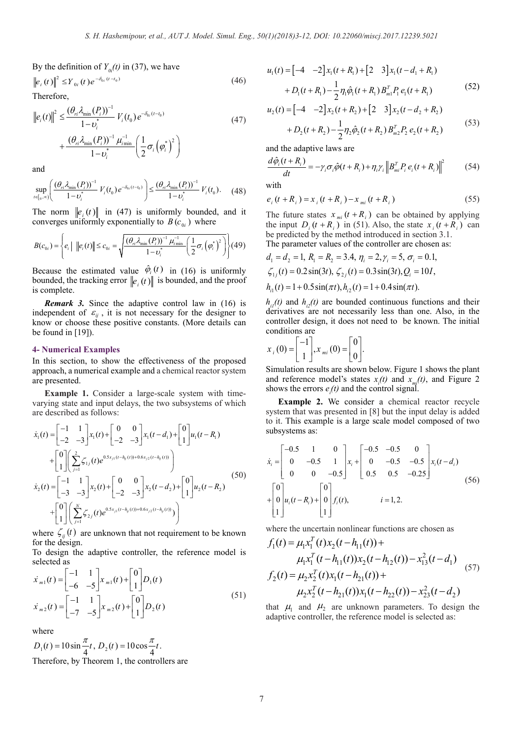By the definition of $Y_{0i}(t)$ in (37), we have

$$\left\|e_i(t)\right\|^2 \leq Y_{0i}(t)\, e^{-\delta_{0i}(t-t_0)} \tag{46}$$

Therefore,

$$\left\|e_i(t)\right\|^2 \leq \frac{(\theta_{ri}\lambda_{\min}(P_i))^{-1}}{1-\upsilon_i^*} V_i(t_0)\, e^{-\delta_{0i}(t-t_0)} + \frac{(\theta_{ri}\lambda_{\min}(P_i))^{-1}\mu_{i\min}^{-1}}{1-\upsilon_i^*}\left(\frac{1}{2}\sigma_i\left(\varphi_i^*\right)^2\right) \tag{47}$$

and

$$\sup_{t\in[t_0,\infty)}\left(\frac{(\theta_{ri}\lambda_{\min}(P_i))^{-1}}{1-\upsilon_i^*} V_i(t_0)\, e^{-\delta_{0i}(t-t_0)}\right) \leq \frac{(\theta_{ri}\lambda_{\min}(P_i))^{-1}}{1-\upsilon_i^*} V_i(t_0). \tag{48}$$

The norm $\left\|e_i(t)\right\|$ in (47) is uniformly bounded, and it converges uniformly exponentially to $B(c_{0i})$ where

$$B(c_{0i}) = \left\{ e_i \;\middle|\; \left\|e_i(t)\right\| \leq c_{0i} = \sqrt{\frac{(\theta_{ri}\lambda_{\min}(P_i))^{-1}\mu_{i\min}^{-1}}{1-\upsilon_i^*}\left(\frac{1}{2}\sigma_i\left(\varphi_i^*\right)^2\right)} \right\} \tag{49}$$

Because the estimated value $\hat{\varphi}_i(t)$ in (16) is uniformly bounded, the tracking error $\left\|e_i(t)\right\|$ is bounded, and the proof is complete.

***Remark 3.*** Since the adaptive control law in (16) is independent of $\varepsilon_{ij}$, it is not necessary for the designer to know or choose these positive constants. (More details can be found in [19]).

## 4- Numerical Examples

In this section, to show the effectiveness of the proposed approach, a numerical example and a chemical reactor system are presented.

**Example 1.** Consider a large-scale system with time-varying state and input delays, the two subsystems of which are described as follows:

$$\begin{aligned}
\dot{x}_1(t) &= \begin{bmatrix} -1 & 1 \\ -2 & -3 \end{bmatrix} x_1(t) + \begin{bmatrix} 0 & 0 \\ -2 & -3 \end{bmatrix} x_1(t-d_1) + \begin{bmatrix} 0 \\ 1 \end{bmatrix} u_1(t-R_1) \\
&+ \begin{bmatrix} 0 \\ 1 \end{bmatrix}\left(\sum_{j=1}^{2}\zeta_{1j}(t)\, e^{0.5x_{j1}(t-h_{ij}(t))+0.6x_{j2}(t-h_{ij}(t))}\right) \\
\dot{x}_2(t) &= \begin{bmatrix} -1 & 1 \\ -3 & -3 \end{bmatrix} x_2(t) + \begin{bmatrix} 0 & 0 \\ -2 & -3 \end{bmatrix} x_2(t-d_2) + \begin{bmatrix} 0 \\ 1 \end{bmatrix} u_2(t-R_2) \\
&+ \begin{bmatrix} 0 \\ 1 \end{bmatrix}\left(\sum_{j=1}^{N}\zeta_{2j}(t)\, e^{0.5x_{j1}(t-h_{ij}(t))+0.6x_{j2}(t-h_{ij}(t))}\right)
\end{aligned} \tag{50}$$

where $\zeta_{ij}(t)$ are unknown that not requirement to be known for the design.

To design the adaptive controller, the reference model is selected as

$$\begin{aligned}
\dot{x}_{m1}(t) &= \begin{bmatrix} -1 & 1 \\ -6 & -5 \end{bmatrix} x_{m1}(t) + \begin{bmatrix} 0 \\ 1 \end{bmatrix} D_1(t) \\
\dot{x}_{m2}(t) &= \begin{bmatrix} -1 & 1 \\ -7 & -5 \end{bmatrix} x_{m2}(t) + \begin{bmatrix} 0 \\ 1 \end{bmatrix} D_2(t)
\end{aligned} \tag{51}$$

where

$D_1(t) = 10\sin\frac{\pi}{4}t$, $D_2(t) = 10\cos\frac{\pi}{4}t$.

Therefore, by Theorem 1, the controllers are

$$u_1(t) = \begin{bmatrix} -4 & -2 \end{bmatrix} x_1(t+R_1) + \begin{bmatrix} 2 & 3 \end{bmatrix} x_1(t-d_1+R_1) + D_1(t+R_1) - \frac{1}{2}\eta_1\hat{\varphi}_1(t+R_1)\, B_{m1}^T P_1\, e_1(t+R_1) \tag{52}$$

$$u_2(t) = \begin{bmatrix} -4 & -2 \end{bmatrix} x_2(t+R_2) + \begin{bmatrix} 2 & 3 \end{bmatrix} x_2(t-d_2+R_2) + D_2(t+R_2) - \frac{1}{2}\eta_2\hat{\varphi}_2(t+R_2)\, B_{m2}^T P_2\, e_2(t+R_2) \tag{53}$$

and the adaptive laws are

$$\frac{d\hat{\varphi}_i(t+R_i)}{dt} = -\gamma_i\sigma_i\hat{\varphi}(t+R_i) + \eta_i\gamma_i\left\|B_{mi}^T P_i\, e_i(t+R_i)\right\|^2 \tag{54}$$

with

$$e_i(t+R_i) = x_i(t+R_i) - x_{mi}(t+R_i) \tag{55}$$

The future states $x_{mi}(t+R_i)$ can be obtained by applying the input $D_i(t+R_i)$ in (51). Also, the state $x_i(t+R_i)$ can be predicted by the method introduced in section 3.1.

The parameter values of the controller are chosen as:

$d_1 = d_2 = 1,\ R_1 = R_2 = 3.4,\ \eta_i = 2, \gamma_i = 5,\ \sigma_i = 0.1,$

$\zeta_{1j}(t) = 0.2\sin(3t),\ \zeta_{2j}(t) = 0.3\sin(3t), Q_i = 10I,$

$h_{i1}(t) = 1 + 0.5\sin(\pi t), h_{i2}(t) = 1 + 0.4\sin(\pi t).$

$h_{i1}(t)$ and $h_{i2}(t)$ are bounded continuous functions and their derivatives are not necessarily less than one. Also, in the controller design, it does not need to be known. The initial conditions are

$$x_i(0) = \begin{bmatrix} -1 \\ 1 \end{bmatrix}, x_{mi}(0) = \begin{bmatrix} 0 \\ 0 \end{bmatrix}.$$

Simulation results are shown below. Figure 1 shows the plant and reference model's states $x_i(t)$ and $x_{mi}(t)$, and Figure 2 shows the errors $e_i(t)$ and the control signal.

**Example 2.** We consider a chemical reactor recycle system that was presented in [8] but the input delay is added to it. This example is a large scale model composed of two subsystems as:

$$\dot{x}_i = \begin{bmatrix} -0.5 & 1 & 0 \\ 0 & -0.5 & 1 \\ 0 & 0 & -0.5 \end{bmatrix} x_i + \begin{bmatrix} -0.5 & -0.5 & 0 \\ 0 & -0.5 & -0.5 \\ 0.5 & 0.5 & -0.25 \end{bmatrix} x_i(t-d_i) + \begin{bmatrix} 0 \\ 0 \\ 1 \end{bmatrix} u_i(t-R_i) + \begin{bmatrix} 0 \\ 0 \\ 1 \end{bmatrix} f_i(t), \qquad i = 1, 2. \tag{56}$$

where the uncertain nonlinear functions are chosen as

$$\begin{aligned}
f_1(t) &= \mu_1 x_1^T(t)\, x_2(t-h_{11}(t)) + \mu_1 x_1^T(t-h_{11}(t))\, x_2(t-h_{12}(t)) - x_{13}^2(t-d_1) \\
f_2(t) &= \mu_2 x_2^T(t)\, x_1(t-h_{21}(t)) + \mu_2 x_2^T(t-h_{21}(t))\, x_1(t-h_{22}(t)) - x_{23}^2(t-d_2)
\end{aligned} \tag{57}$$

that $\mu_1$ and $\mu_2$ are unknown parameters. To design the adaptive controller, the reference model is selected as: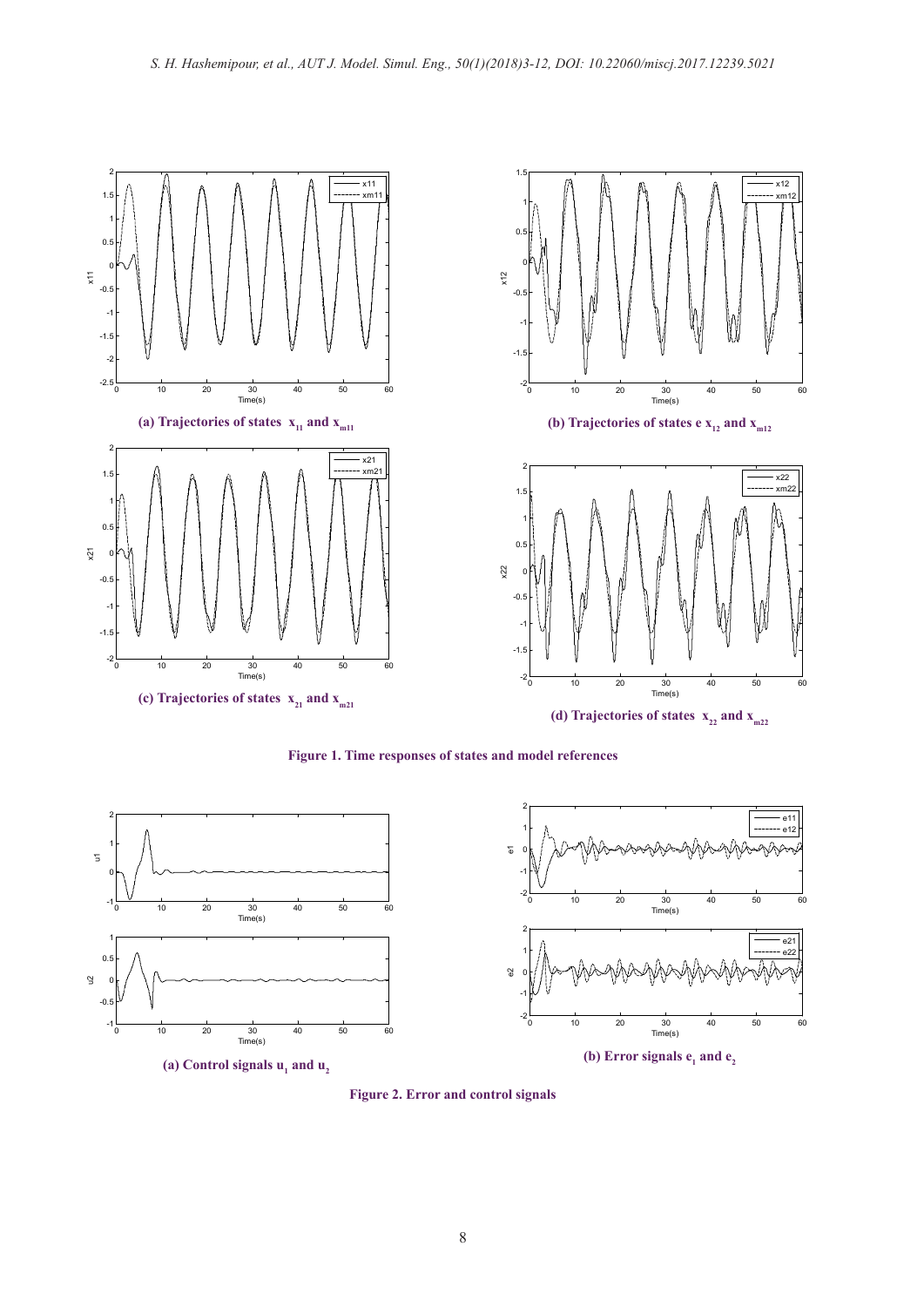(a) Trajectories of states $x_{11}$ and $x_{m11}$

(b) Trajectories of states e $x_{12}$ and $x_{m12}$

(c) Trajectories of states $x_{21}$ and $x_{m21}$

(d) Trajectories of states $x_{22}$ and $x_{m22}$

**Figure 1. Time responses of states and model references**

(a) Control signals $u_1$ and $u_2$

(b) Error signals $e_1$ and $e_2$

**Figure 2. Error and control signals**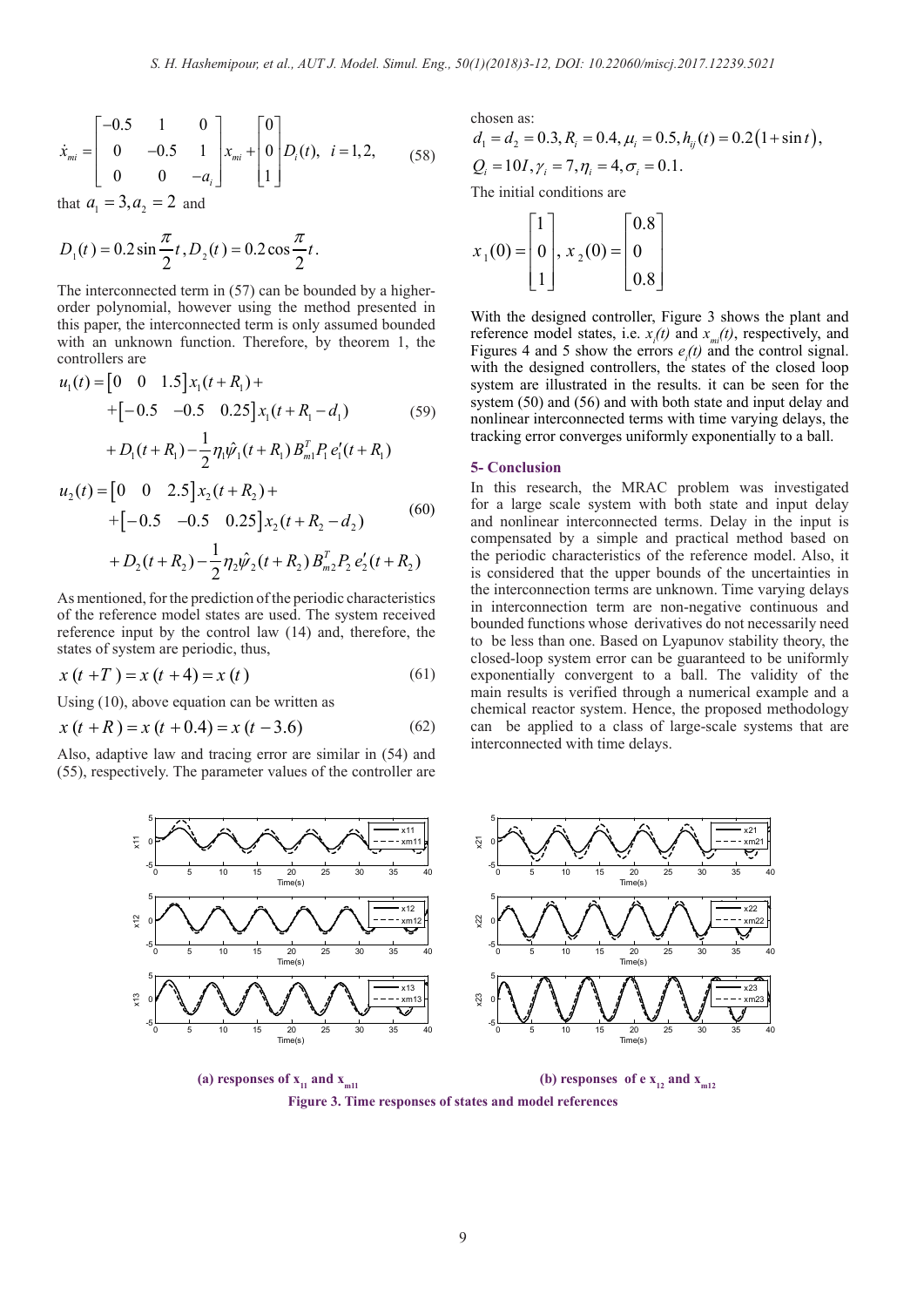$$\dot{x}_{mi} = \begin{bmatrix} -0.5 & 1 & 0 \\ 0 & -0.5 & 1 \\ 0 & 0 & -a_i \end{bmatrix} x_{mi} + \begin{bmatrix} 0 \\ 0 \\ 1 \end{bmatrix} D_i(t), \quad i = 1,2, \tag{58}$$

that $a_1 = 3, a_2 = 2$ and

$$D_1(t) = 0.2\sin\frac{\pi}{2}t, D_2(t) = 0.2\cos\frac{\pi}{2}t.$$

The interconnected term in (57) can be bounded by a higher-order polynomial, however using the method presented in this paper, the interconnected term is only assumed bounded with an unknown function. Therefore, by theorem 1, the controllers are

$$\begin{aligned} u_1(t) = &\begin{bmatrix} 0 & 0 & 1.5 \end{bmatrix} x_1(t+R_1) + \\ &+\begin{bmatrix} -0.5 & -0.5 & 0.25 \end{bmatrix} x_1(t+R_1-d_1) \\ &+ D_1(t+R_1) - \frac{1}{2}\eta_1\hat{\psi}_1(t+R_1) B_{m1}^T P_1 e_1'(t+R_1) \end{aligned} \tag{59}$$

$$\begin{aligned} u_2(t) = &\begin{bmatrix} 0 & 0 & 2.5 \end{bmatrix} x_2(t+R_2) + \\ &+\begin{bmatrix} -0.5 & -0.5 & 0.25 \end{bmatrix} x_2(t+R_2-d_2) \\ &+ D_2(t+R_2) - \frac{1}{2}\eta_2\hat{\psi}_2(t+R_2) B_{m2}^T P_2 e_2'(t+R_2) \end{aligned} \tag{60}$$

As mentioned, for the prediction of the periodic characteristics of the reference model states are used. The system received reference input by the control law (14) and, therefore, the states of system are periodic, thus,

$$x(t+T) = x(t+4) = x(t) \tag{61}$$

Using (10), above equation can be written as

$$x(t+R) = x(t+0.4) = x(t-3.6) \tag{62}$$

Also, adaptive law and tracing error are similar in (54) and (55), respectively. The parameter values of the controller are chosen as:

$$d_1 = d_2 = 0.3, R_i = 0.4, \mu_i = 0.5, h_{ij}(t) = 0.2(1+\sin t),$$
$$Q_i = 10I, \gamma_i = 7, \eta_i = 4, \sigma_i = 0.1.$$

The initial conditions are

$$x_1(0) = \begin{bmatrix} 1 \\ 0 \\ 1 \end{bmatrix}, \; x_2(0) = \begin{bmatrix} 0.8 \\ 0 \\ 0.8 \end{bmatrix}$$

With the designed controller, Figure 3 shows the plant and reference model states, i.e. $x_i(t)$ and $x_{mi}(t)$, respectively, and Figures 4 and 5 show the errors $e_i(t)$ and the control signal. with the designed controllers, the states of the closed loop system are illustrated in the results. it can be seen for the system (50) and (56) and with both state and input delay and nonlinear interconnected terms with time varying delays, the tracking error converges uniformly exponentially to a ball.

## 5- Conclusion

In this research, the MRAC problem was investigated for a large scale system with both state and input delay and nonlinear interconnected terms. Delay in the input is compensated by a simple and practical method based on the periodic characteristics of the reference model. Also, it is considered that the upper bounds of the uncertainties in the interconnection terms are unknown. Time varying delays in interconnection term are non-negative continuous and bounded functions whose derivatives do not necessarily need to be less than one. Based on Lyapunov stability theory, the closed-loop system error can be guaranteed to be uniformly exponentially convergent to a ball. The validity of the main results is verified through a numerical example and a chemical reactor system. Hence, the proposed methodology can be applied to a class of large-scale systems that are interconnected with time delays.

**(a) responses of $x_{11}$ and $x_{m11}$** **(b) responses of e $x_{12}$ and $x_{m12}$**

**Figure 3. Time responses of states and model references**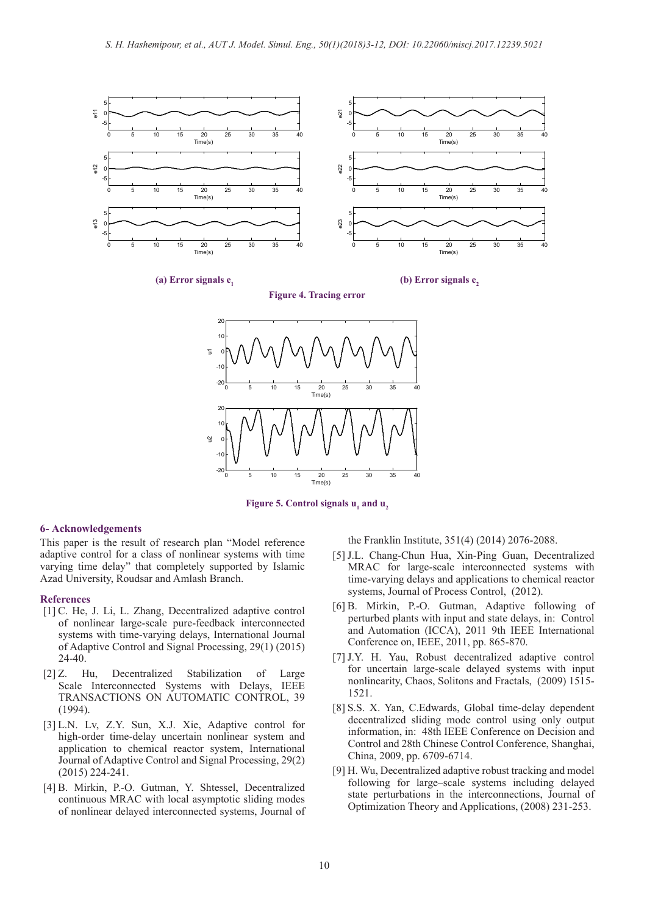(a) Error signals $e_1$

(b) Error signals $e_2$

**Figure 4. Tracing error**

**Figure 5. Control signals $u_1$ and $u_2$**

## 6- Acknowledgements

This paper is the result of research plan "Model reference adaptive control for a class of nonlinear systems with time varying time delay" that completely supported by Islamic Azad University, Roudsar and Amlash Branch.

## References

[1] C. He, J. Li, L. Zhang, Decentralized adaptive control of nonlinear large-scale pure-feedback interconnected systems with time-varying delays, International Journal of Adaptive Control and Signal Processing, 29(1) (2015) 24-40.

[2] Z. Hu, Decentralized Stabilization of Large Scale Interconnected Systems with Delays, IEEE TRANSACTIONS ON AUTOMATIC CONTROL, 39 (1994).

[3] L.N. Lv, Z.Y. Sun, X.J. Xie, Adaptive control for high-order time-delay uncertain nonlinear system and application to chemical reactor system, International Journal of Adaptive Control and Signal Processing, 29(2) (2015) 224-241.

[4] B. Mirkin, P.-O. Gutman, Y. Shtessel, Decentralized continuous MRAC with local asymptotic sliding modes of nonlinear delayed interconnected systems, Journal of the Franklin Institute, 351(4) (2014) 2076-2088.

[5] J.L. Chang-Chun Hua, Xin-Ping Guan, Decentralized MRAC for large-scale interconnected systems with time-varying delays and applications to chemical reactor systems, Journal of Process Control, (2012).

[6] B. Mirkin, P.-O. Gutman, Adaptive following of perturbed plants with input and state delays, in: Control and Automation (ICCA), 2011 9th IEEE International Conference on, IEEE, 2011, pp. 865-870.

[7] J.Y. H. Yau, Robust decentralized adaptive control for uncertain large-scale delayed systems with input nonlinearity, Chaos, Solitons and Fractals, (2009) 1515-1521.

[8] S.S. X. Yan, C.Edwards, Global time-delay dependent decentralized sliding mode control using only output information, in: 48th IEEE Conference on Decision and Control and 28th Chinese Control Conference, Shanghai, China, 2009, pp. 6709-6714.

[9] H. Wu, Decentralized adaptive robust tracking and model following for large–scale systems including delayed state perturbations in the interconnections, Journal of Optimization Theory and Applications, (2008) 231-253.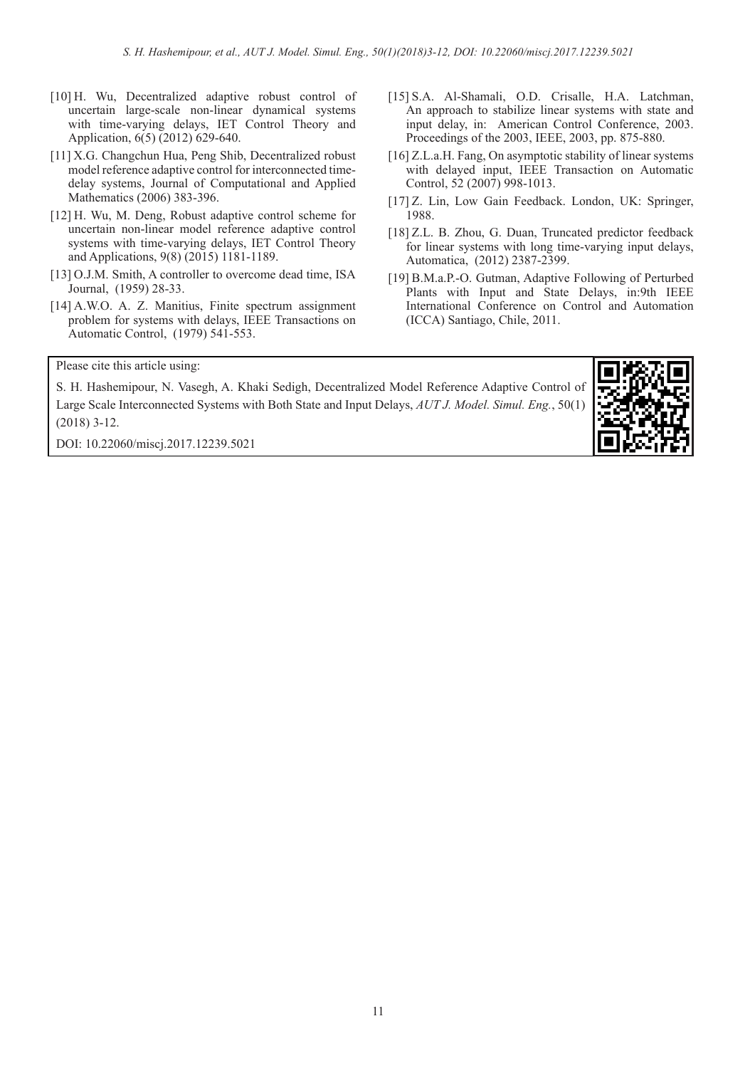[10] H. Wu, Decentralized adaptive robust control of uncertain large-scale non-linear dynamical systems with time-varying delays, IET Control Theory and Application, 6(5) (2012) 629-640.

[11] X.G. Changchun Hua, Peng Shib, Decentralized robust model reference adaptive control for interconnected time-delay systems, Journal of Computational and Applied Mathematics (2006) 383-396.

[12] H. Wu, M. Deng, Robust adaptive control scheme for uncertain non-linear model reference adaptive control systems with time-varying delays, IET Control Theory and Applications, 9(8) (2015) 1181-1189.

[13] O.J.M. Smith, A controller to overcome dead time, ISA Journal, (1959) 28-33.

[14] A.W.O. A. Z. Manitius, Finite spectrum assignment problem for systems with delays, IEEE Transactions on Automatic Control, (1979) 541-553.

[15] S.A. Al-Shamali, O.D. Crisalle, H.A. Latchman, An approach to stabilize linear systems with state and input delay, in: American Control Conference, 2003. Proceedings of the 2003, IEEE, 2003, pp. 875-880.

[16] Z.L.a.H. Fang, On asymptotic stability of linear systems with delayed input, IEEE Transaction on Automatic Control, 52 (2007) 998-1013.

[17] Z. Lin, Low Gain Feedback. London, UK: Springer, 1988.

[18] Z.L. B. Zhou, G. Duan, Truncated predictor feedback for linear systems with long time-varying input delays, Automatica, (2012) 2387-2399.

[19] B.M.a.P.-O. Gutman, Adaptive Following of Perturbed Plants with Input and State Delays, in:9th IEEE International Conference on Control and Automation (ICCA) Santiago, Chile, 2011.

Please cite this article using:

S. H. Hashemipour, N. Vasegh, A. Khaki Sedigh, Decentralized Model Reference Adaptive Control of Large Scale Interconnected Systems with Both State and Input Delays, *AUT J. Model. Simul. Eng.*, 50(1) (2018) 3-12.

DOI: 10.22060/miscj.2017.12239.5021